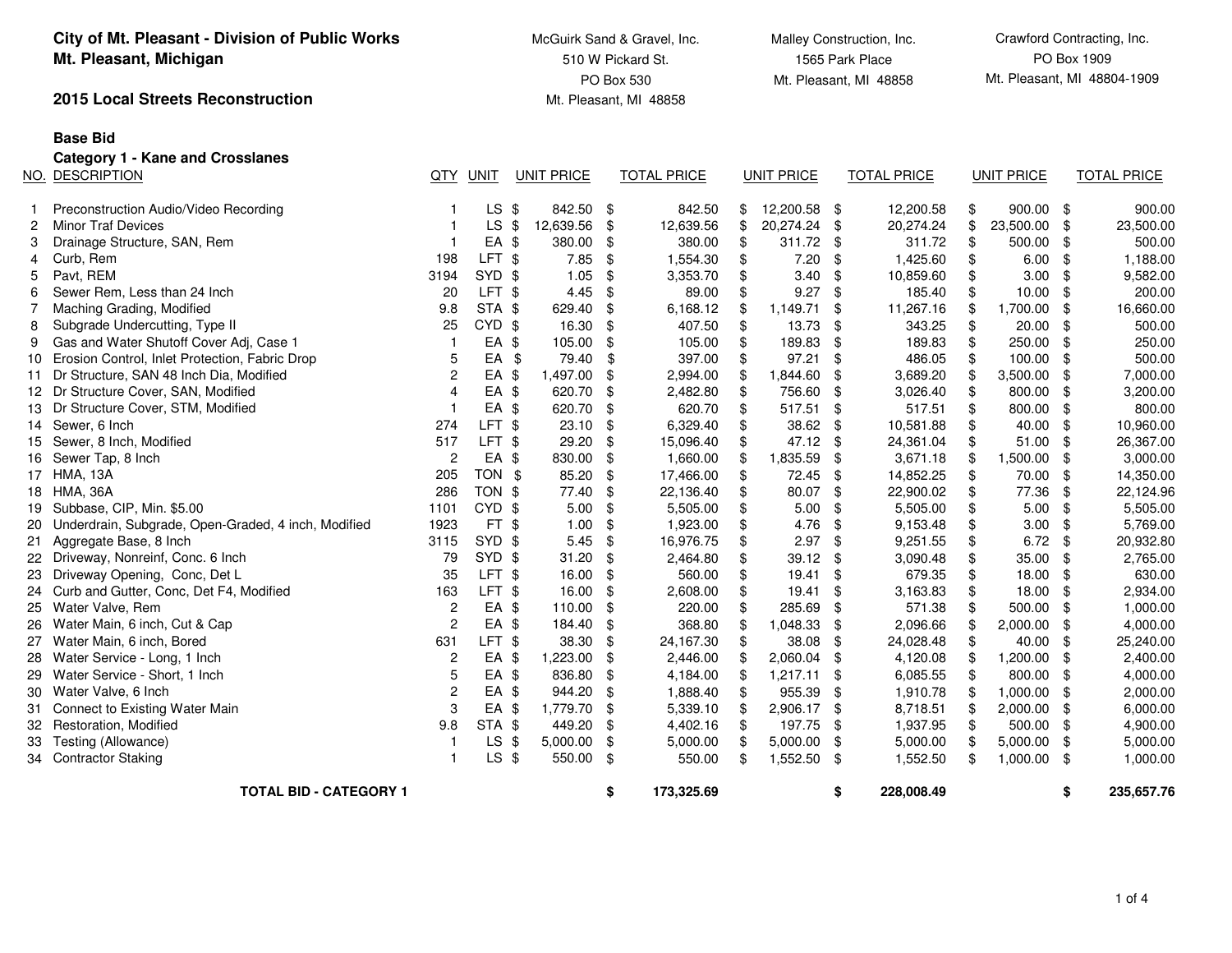**City of Mt. Pleasant - Division of Public Works**
**Mt. Pleasant, Michigan**

**2015 Local Streets Reconstruction**

**Base Bid**
**Category 1 - Kane and Crosslanes**

| | | | | McGuirk Sand & Gravel, Inc.<br>510 W Pickard St.<br>PO Box 530<br>Mt. Pleasant, MI 48858 | | Malley Construction, Inc.<br>1565 Park Place<br>Mt. Pleasant, MI 48858 | | Crawford Contracting, Inc.<br>PO Box 1909<br>Mt. Pleasant, MI 48804-1909 | |
|---|---|---|---|---|---|---|---|---|---|
| NO. | DESCRIPTION | QTY | UNIT | UNIT PRICE | TOTAL PRICE | UNIT PRICE | TOTAL PRICE | UNIT PRICE | TOTAL PRICE |
| 1 | Preconstruction Audio/Video Recording | 1 | LS | $ 842.50 | $ 842.50 | $ 12,200.58 | $ 12,200.58 | $ 900.00 | $ 900.00 |
| 2 | Minor Traf Devices | 1 | LS | $ 12,639.56 | $ 12,639.56 | $ 20,274.24 | $ 20,274.24 | $ 23,500.00 | $ 23,500.00 |
| 3 | Drainage Structure, SAN, Rem | 1 | EA | $ 380.00 | $ 380.00 | $ 311.72 | $ 311.72 | $ 500.00 | $ 500.00 |
| 4 | Curb, Rem | 198 | LFT | $ 7.85 | $ 1,554.30 | $ 7.20 | $ 1,425.60 | $ 6.00 | $ 1,188.00 |
| 5 | Pavt, REM | 3194 | SYD | $ 1.05 | $ 3,353.70 | $ 3.40 | $ 10,859.60 | $ 3.00 | $ 9,582.00 |
| 6 | Sewer Rem, Less than 24 Inch | 20 | LFT | $ 4.45 | $ 89.00 | $ 9.27 | $ 185.40 | $ 10.00 | $ 200.00 |
| 7 | Maching Grading, Modified | 9.8 | STA | $ 629.40 | $ 6,168.12 | $ 1,149.71 | $ 11,267.16 | $ 1,700.00 | $ 16,660.00 |
| 8 | Subgrade Undercutting, Type II | 25 | CYD | $ 16.30 | $ 407.50 | $ 13.73 | $ 343.25 | $ 20.00 | $ 500.00 |
| 9 | Gas and Water Shutoff Cover Adj, Case 1 | 1 | EA | $ 105.00 | $ 105.00 | $ 189.83 | $ 189.83 | $ 250.00 | $ 250.00 |
| 10 | Erosion Control, Inlet Protection, Fabric Drop | 5 | EA | $ 79.40 | $ 397.00 | $ 97.21 | $ 486.05 | $ 100.00 | $ 500.00 |
| 11 | Dr Structure, SAN 48 Inch Dia, Modified | 2 | EA | $ 1,497.00 | $ 2,994.00 | $ 1,844.60 | $ 3,689.20 | $ 3,500.00 | $ 7,000.00 |
| 12 | Dr Structure Cover, SAN, Modified | 4 | EA | $ 620.70 | $ 2,482.80 | $ 756.60 | $ 3,026.40 | $ 800.00 | $ 3,200.00 |
| 13 | Dr Structure Cover, STM, Modified | 1 | EA | $ 620.70 | $ 620.70 | $ 517.51 | $ 517.51 | $ 800.00 | $ 800.00 |
| 14 | Sewer, 6 Inch | 274 | LFT | $ 23.10 | $ 6,329.40 | $ 38.62 | $ 10,581.88 | $ 40.00 | $ 10,960.00 |
| 15 | Sewer, 8 Inch, Modified | 517 | LFT | $ 29.20 | $ 15,096.40 | $ 47.12 | $ 24,361.04 | $ 51.00 | $ 26,367.00 |
| 16 | Sewer Tap, 8 Inch | 2 | EA | $ 830.00 | $ 1,660.00 | $ 1,835.59 | $ 3,671.18 | $ 1,500.00 | $ 3,000.00 |
| 17 | HMA, 13A | 205 | TON | $ 85.20 | $ 17,466.00 | $ 72.45 | $ 14,852.25 | $ 70.00 | $ 14,350.00 |
| 18 | HMA, 36A | 286 | TON | $ 77.40 | $ 22,136.40 | $ 80.07 | $ 22,900.02 | $ 77.36 | $ 22,124.96 |
| 19 | Subbase, CIP, Min. $5.00 | 1101 | CYD | $ 5.00 | $ 5,505.00 | $ 5.00 | $ 5,505.00 | $ 5.00 | $ 5,505.00 |
| 20 | Underdrain, Subgrade, Open-Graded, 4 inch, Modified | 1923 | FT | $ 1.00 | $ 1,923.00 | $ 4.76 | $ 9,153.48 | $ 3.00 | $ 5,769.00 |
| 21 | Aggregate Base, 8 Inch | 3115 | SYD | $ 5.45 | $ 16,976.75 | $ 2.97 | $ 9,251.55 | $ 6.72 | $ 20,932.80 |
| 22 | Driveway, Nonreinf, Conc. 6 Inch | 79 | SYD | $ 31.20 | $ 2,464.80 | $ 39.12 | $ 3,090.48 | $ 35.00 | $ 2,765.00 |
| 23 | Driveway Opening, Conc, Det L | 35 | LFT | $ 16.00 | $ 560.00 | $ 19.41 | $ 679.35 | $ 18.00 | $ 630.00 |
| 24 | Curb and Gutter, Conc, Det F4, Modified | 163 | LFT | $ 16.00 | $ 2,608.00 | $ 19.41 | $ 3,163.83 | $ 18.00 | $ 2,934.00 |
| 25 | Water Valve, Rem | 2 | EA | $ 110.00 | $ 220.00 | $ 285.69 | $ 571.38 | $ 500.00 | $ 1,000.00 |
| 26 | Water Main, 6 inch, Cut & Cap | 2 | EA | $ 184.40 | $ 368.80 | $ 1,048.33 | $ 2,096.66 | $ 2,000.00 | $ 4,000.00 |
| 27 | Water Main, 6 inch, Bored | 631 | LFT | $ 38.30 | $ 24,167.30 | $ 38.08 | $ 24,028.48 | $ 40.00 | $ 25,240.00 |
| 28 | Water Service - Long, 1 Inch | 2 | EA | $ 1,223.00 | $ 2,446.00 | $ 2,060.04 | $ 4,120.08 | $ 1,200.00 | $ 2,400.00 |
| 29 | Water Service - Short, 1 Inch | 5 | EA | $ 836.80 | $ 4,184.00 | $ 1,217.11 | $ 6,085.55 | $ 800.00 | $ 4,000.00 |
| 30 | Water Valve, 6 Inch | 2 | EA | $ 944.20 | $ 1,888.40 | $ 955.39 | $ 1,910.78 | $ 1,000.00 | $ 2,000.00 |
| 31 | Connect to Existing Water Main | 3 | EA | $ 1,779.70 | $ 5,339.10 | $ 2,906.17 | $ 8,718.51 | $ 2,000.00 | $ 6,000.00 |
| 32 | Restoration, Modified | 9.8 | STA | $ 449.20 | $ 4,402.16 | $ 197.75 | $ 1,937.95 | $ 500.00 | $ 4,900.00 |
| 33 | Testing (Allowance) | 1 | LS | $ 5,000.00 | $ 5,000.00 | $ 5,000.00 | $ 5,000.00 | $ 5,000.00 | $ 5,000.00 |
| 34 | Contractor Staking | 1 | LS | $ 550.00 | $ 550.00 | $ 1,552.50 | $ 1,552.50 | $ 1,000.00 | $ 1,000.00 |
| | **TOTAL BID - CATEGORY 1** | | | | **$ 173,325.69** | | **$ 228,008.49** | | **$ 235,657.76** |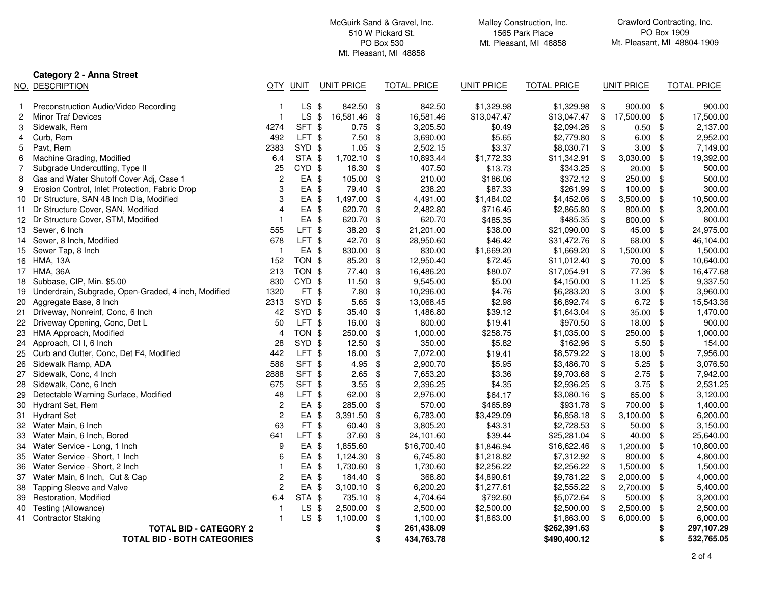| | | | | McGuirk Sand & Gravel, Inc. 510 W Pickard St. PO Box 530 Mt. Pleasant, MI 48858 | | Malley Construction, Inc. 1565 Park Place Mt. Pleasant, MI 48858 | | Crawford Contracting, Inc. PO Box 1909 Mt. Pleasant, MI 48804-1909 | |
|---|---|---|---|---|---|---|---|---|---|
| **Category 2 - Anna Street** | | | | | | | | | |
| NO. | DESCRIPTION | QTY | UNIT | UNIT PRICE | TOTAL PRICE | UNIT PRICE | TOTAL PRICE | UNIT PRICE | TOTAL PRICE |
| 1 | Preconstruction Audio/Video Recording | 1 | LS | $ 842.50 | $ 842.50 | $1,329.98 | $1,329.98 | $ 900.00 | $ 900.00 |
| 2 | Minor Traf Devices | 1 | LS | $ 16,581.46 | $ 16,581.46 | $13,047.47 | $13,047.47 | $ 17,500.00 | $ 17,500.00 |
| 3 | Sidewalk, Rem | 4274 | SFT | $ 0.75 | $ 3,205.50 | $0.49 | $2,094.26 | $ 0.50 | $ 2,137.00 |
| 4 | Curb, Rem | 492 | LFT | $ 7.50 | $ 3,690.00 | $5.65 | $2,779.80 | $ 6.00 | $ 2,952.00 |
| 5 | Pavt, Rem | 2383 | SYD | $ 1.05 | $ 2,502.15 | $3.37 | $8,030.71 | $ 3.00 | $ 7,149.00 |
| 6 | Machine Grading, Modified | 6.4 | STA | $ 1,702.10 | $ 10,893.44 | $1,772.33 | $11,342.91 | $ 3,030.00 | $ 19,392.00 |
| 7 | Subgrade Undercutting, Type II | 25 | CYD | $ 16.30 | $ 407.50 | $13.73 | $343.25 | $ 20.00 | $ 500.00 |
| 8 | Gas and Water Shutoff Cover Adj, Case 1 | 2 | EA | $ 105.00 | $ 210.00 | $186.06 | $372.12 | $ 250.00 | $ 500.00 |
| 9 | Erosion Control, Inlet Protection, Fabric Drop | 3 | EA | $ 79.40 | $ 238.20 | $87.33 | $261.99 | $ 100.00 | $ 300.00 |
| 10 | Dr Structure, SAN 48 Inch Dia, Modified | 3 | EA | $ 1,497.00 | $ 4,491.00 | $1,484.02 | $4,452.06 | $ 3,500.00 | $ 10,500.00 |
| 11 | Dr Structure Cover, SAN, Modified | 4 | EA | $ 620.70 | $ 2,482.80 | $716.45 | $2,865.80 | $ 800.00 | $ 3,200.00 |
| 12 | Dr Structure Cover, STM, Modified | 1 | EA | $ 620.70 | $ 620.70 | $485.35 | $485.35 | $ 800.00 | $ 800.00 |
| 13 | Sewer, 6 Inch | 555 | LFT | $ 38.20 | $ 21,201.00 | $38.00 | $21,090.00 | $ 45.00 | $ 24,975.00 |
| 14 | Sewer, 8 Inch, Modified | 678 | LFT | $ 42.70 | $ 28,950.60 | $46.42 | $31,472.76 | $ 68.00 | $ 46,104.00 |
| 15 | Sewer Tap, 8 Inch | 1 | EA | $ 830.00 | $ 830.00 | $1,669.20 | $1,669.20 | $ 1,500.00 | $ 1,500.00 |
| 16 | HMA, 13A | 152 | TON | $ 85.20 | $ 12,950.40 | $72.45 | $11,012.40 | $ 70.00 | $ 10,640.00 |
| 17 | HMA, 36A | 213 | TON | $ 77.40 | $ 16,486.20 | $80.07 | $17,054.91 | $ 77.36 | $ 16,477.68 |
| 18 | Subbase, CIP, Min. $5.00 | 830 | CYD | $ 11.50 | $ 9,545.00 | $5.00 | $4,150.00 | $ 11.25 | $ 9,337.50 |
| 19 | Underdrain, Subgrade, Open-Graded, 4 inch, Modified | 1320 | FT | $ 7.80 | $ 10,296.00 | $4.76 | $6,283.20 | $ 3.00 | $ 3,960.00 |
| 20 | Aggregate Base, 8 Inch | 2313 | SYD | $ 5.65 | $ 13,068.45 | $2.98 | $6,892.74 | $ 6.72 | $ 15,543.36 |
| 21 | Driveway, Nonreinf, Conc, 6 Inch | 42 | SYD | $ 35.40 | $ 1,486.80 | $39.12 | $1,643.04 | $ 35.00 | $ 1,470.00 |
| 22 | Driveway Opening, Conc, Det L | 50 | LFT | $ 16.00 | $ 800.00 | $19.41 | $970.50 | $ 18.00 | $ 900.00 |
| 23 | HMA Approach, Modified | 4 | TON | $ 250.00 | $ 1,000.00 | $258.75 | $1,035.00 | $ 250.00 | $ 1,000.00 |
| 24 | Approach, Cl I, 6 Inch | 28 | SYD | $ 12.50 | $ 350.00 | $5.82 | $162.96 | $ 5.50 | $ 154.00 |
| 25 | Curb and Gutter, Conc, Det F4, Modified | 442 | LFT | $ 16.00 | $ 7,072.00 | $19.41 | $8,579.22 | $ 18.00 | $ 7,956.00 |
| 26 | Sidewalk Ramp, ADA | 586 | SFT | $ 4.95 | $ 2,900.70 | $5.95 | $3,486.70 | $ 5.25 | $ 3,076.50 |
| 27 | Sidewalk, Conc, 4 Inch | 2888 | SFT | $ 2.65 | $ 7,653.20 | $3.36 | $9,703.68 | $ 2.75 | $ 7,942.00 |
| 28 | Sidewalk, Conc, 6 Inch | 675 | SFT | $ 3.55 | $ 2,396.25 | $4.35 | $2,936.25 | $ 3.75 | $ 2,531.25 |
| 29 | Detectable Warning Surface, Modified | 48 | LFT | $ 62.00 | $ 2,976.00 | $64.17 | $3,080.16 | $ 65.00 | $ 3,120.00 |
| 30 | Hydrant Set, Rem | 2 | EA | $ 285.00 | $ 570.00 | $465.89 | $931.78 | $ 700.00 | $ 1,400.00 |
| 31 | Hydrant Set | 2 | EA | $ 3,391.50 | $ 6,783.00 | $3,429.09 | $6,858.18 | $ 3,100.00 | $ 6,200.00 |
| 32 | Water Main, 6 Inch | 63 | FT | $ 60.40 | $ 3,805.20 | $43.31 | $2,728.53 | $ 50.00 | $ 3,150.00 |
| 33 | Water Main, 6 Inch, Bored | 641 | LFT | $ 37.60 | $ 24,101.60 | $39.44 | $25,281.04 | $ 40.00 | $ 25,640.00 |
| 34 | Water Service - Long, 1 Inch | 9 | EA | $ 1,855.60 | $16,700.40 | $1,846.94 | $16,622.46 | $ 1,200.00 | $ 10,800.00 |
| 35 | Water Service - Short, 1 Inch | 6 | EA | $ 1,124.30 | $ 6,745.80 | $1,218.82 | $7,312.92 | $ 800.00 | $ 4,800.00 |
| 36 | Water Service - Short, 2 Inch | 1 | EA | $ 1,730.60 | $ 1,730.60 | $2,256.22 | $2,256.22 | $ 1,500.00 | $ 1,500.00 |
| 37 | Water Main, 6 Inch, Cut & Cap | 2 | EA | $ 184.40 | $ 368.80 | $4,890.61 | $9,781.22 | $ 2,000.00 | $ 4,000.00 |
| 38 | Tapping Sleeve and Valve | 2 | EA | $ 3,100.10 | $ 6,200.20 | $1,277.61 | $2,555.22 | $ 2,700.00 | $ 5,400.00 |
| 39 | Restoration, Modified | 6.4 | STA | $ 735.10 | $ 4,704.64 | $792.60 | $5,072.64 | $ 500.00 | $ 3,200.00 |
| 40 | Testing (Allowance) | 1 | LS | $ 2,500.00 | $ 2,500.00 | $2,500.00 | $2,500.00 | $ 2,500.00 | $ 2,500.00 |
| 41 | Contractor Staking | 1 | LS | $ 1,100.00 | $ 1,100.00 | $1,863.00 | $1,863.00 | $ 6,000.00 | $ 6,000.00 |
| | **TOTAL BID - CATEGORY 2** | | | | **$ 261,438.09** | | **$262,391.63** | | **$ 297,107.29** |
| | **TOTAL BID - BOTH CATEGORIES** | | | | **$ 434,763.78** | | **$490,400.12** | | **$ 532,765.05** |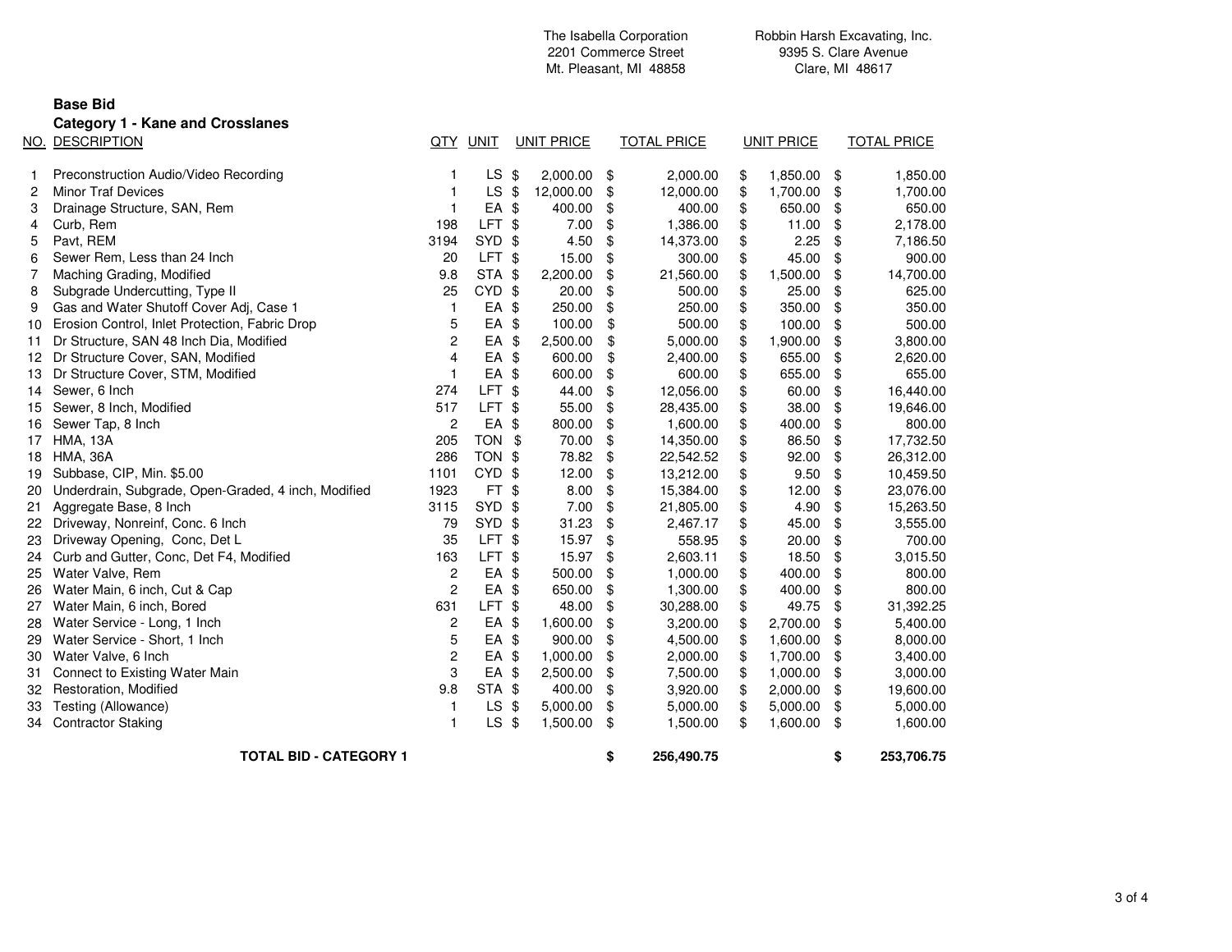## Base Bid

### Category 1 - Kane and Crosslanes

| NO. | DESCRIPTION | QTY | UNIT | The Isabella Corporation, 2201 Commerce Street, Mt. Pleasant, MI 48858 UNIT PRICE | TOTAL PRICE | Robbin Harsh Excavating, Inc., 9395 S. Clare Avenue, Clare, MI 48617 UNIT PRICE | TOTAL PRICE |
|---|---|---|---|---|---|---|---|
| 1 | Preconstruction Audio/Video Recording | 1 | LS | $ 2,000.00 | $ 2,000.00 | $ 1,850.00 | $ 1,850.00 |
| 2 | Minor Traf Devices | 1 | LS | $ 12,000.00 | $ 12,000.00 | $ 1,700.00 | $ 1,700.00 |
| 3 | Drainage Structure, SAN, Rem | 1 | EA | $ 400.00 | $ 400.00 | $ 650.00 | $ 650.00 |
| 4 | Curb, Rem | 198 | LFT | $ 7.00 | $ 1,386.00 | $ 11.00 | $ 2,178.00 |
| 5 | Pavt, REM | 3194 | SYD | $ 4.50 | $ 14,373.00 | $ 2.25 | $ 7,186.50 |
| 6 | Sewer Rem, Less than 24 Inch | 20 | LFT | $ 15.00 | $ 300.00 | $ 45.00 | $ 900.00 |
| 7 | Maching Grading, Modified | 9.8 | STA | $ 2,200.00 | $ 21,560.00 | $ 1,500.00 | $ 14,700.00 |
| 8 | Subgrade Undercutting, Type II | 25 | CYD | $ 20.00 | $ 500.00 | $ 25.00 | $ 625.00 |
| 9 | Gas and Water Shutoff Cover Adj, Case 1 | 1 | EA | $ 250.00 | $ 250.00 | $ 350.00 | $ 350.00 |
| 10 | Erosion Control, Inlet Protection, Fabric Drop | 5 | EA | $ 100.00 | $ 500.00 | $ 100.00 | $ 500.00 |
| 11 | Dr Structure, SAN 48 Inch Dia, Modified | 2 | EA | $ 2,500.00 | $ 5,000.00 | $ 1,900.00 | $ 3,800.00 |
| 12 | Dr Structure Cover, SAN, Modified | 4 | EA | $ 600.00 | $ 2,400.00 | $ 655.00 | $ 2,620.00 |
| 13 | Dr Structure Cover, STM, Modified | 1 | EA | $ 600.00 | $ 600.00 | $ 655.00 | $ 655.00 |
| 14 | Sewer, 6 Inch | 274 | LFT | $ 44.00 | $ 12,056.00 | $ 60.00 | $ 16,440.00 |
| 15 | Sewer, 8 Inch, Modified | 517 | LFT | $ 55.00 | $ 28,435.00 | $ 38.00 | $ 19,646.00 |
| 16 | Sewer Tap, 8 Inch | 2 | EA | $ 800.00 | $ 1,600.00 | $ 400.00 | $ 800.00 |
| 17 | HMA, 13A | 205 | TON | $ 70.00 | $ 14,350.00 | $ 86.50 | $ 17,732.50 |
| 18 | HMA, 36A | 286 | TON | $ 78.82 | $ 22,542.52 | $ 92.00 | $ 26,312.00 |
| 19 | Subbase, CIP, Min. $5.00 | 1101 | CYD | $ 12.00 | $ 13,212.00 | $ 9.50 | $ 10,459.50 |
| 20 | Underdrain, Subgrade, Open-Graded, 4 inch, Modified | 1923 | FT | $ 8.00 | $ 15,384.00 | $ 12.00 | $ 23,076.00 |
| 21 | Aggregate Base, 8 Inch | 3115 | SYD | $ 7.00 | $ 21,805.00 | $ 4.90 | $ 15,263.50 |
| 22 | Driveway, Nonreinf, Conc. 6 Inch | 79 | SYD | $ 31.23 | $ 2,467.17 | $ 45.00 | $ 3,555.00 |
| 23 | Driveway Opening, Conc, Det L | 35 | LFT | $ 15.97 | $ 558.95 | $ 20.00 | $ 700.00 |
| 24 | Curb and Gutter, Conc, Det F4, Modified | 163 | LFT | $ 15.97 | $ 2,603.11 | $ 18.50 | $ 3,015.50 |
| 25 | Water Valve, Rem | 2 | EA | $ 500.00 | $ 1,000.00 | $ 400.00 | $ 800.00 |
| 26 | Water Main, 6 inch, Cut & Cap | 2 | EA | $ 650.00 | $ 1,300.00 | $ 400.00 | $ 800.00 |
| 27 | Water Main, 6 inch, Bored | 631 | LFT | $ 48.00 | $ 30,288.00 | $ 49.75 | $ 31,392.25 |
| 28 | Water Service - Long, 1 Inch | 2 | EA | $ 1,600.00 | $ 3,200.00 | $ 2,700.00 | $ 5,400.00 |
| 29 | Water Service - Short, 1 Inch | 5 | EA | $ 900.00 | $ 4,500.00 | $ 1,600.00 | $ 8,000.00 |
| 30 | Water Valve, 6 Inch | 2 | EA | $ 1,000.00 | $ 2,000.00 | $ 1,700.00 | $ 3,400.00 |
| 31 | Connect to Existing Water Main | 3 | EA | $ 2,500.00 | $ 7,500.00 | $ 1,000.00 | $ 3,000.00 |
| 32 | Restoration, Modified | 9.8 | STA | $ 400.00 | $ 3,920.00 | $ 2,000.00 | $ 19,600.00 |
| 33 | Testing (Allowance) | 1 | LS | $ 5,000.00 | $ 5,000.00 | $ 5,000.00 | $ 5,000.00 |
| 34 | Contractor Staking | 1 | LS | $ 1,500.00 | $ 1,500.00 | $ 1,600.00 | $ 1,600.00 |
| | **TOTAL BID - CATEGORY 1** | | | | **$ 256,490.75** | | **$ 253,706.75** |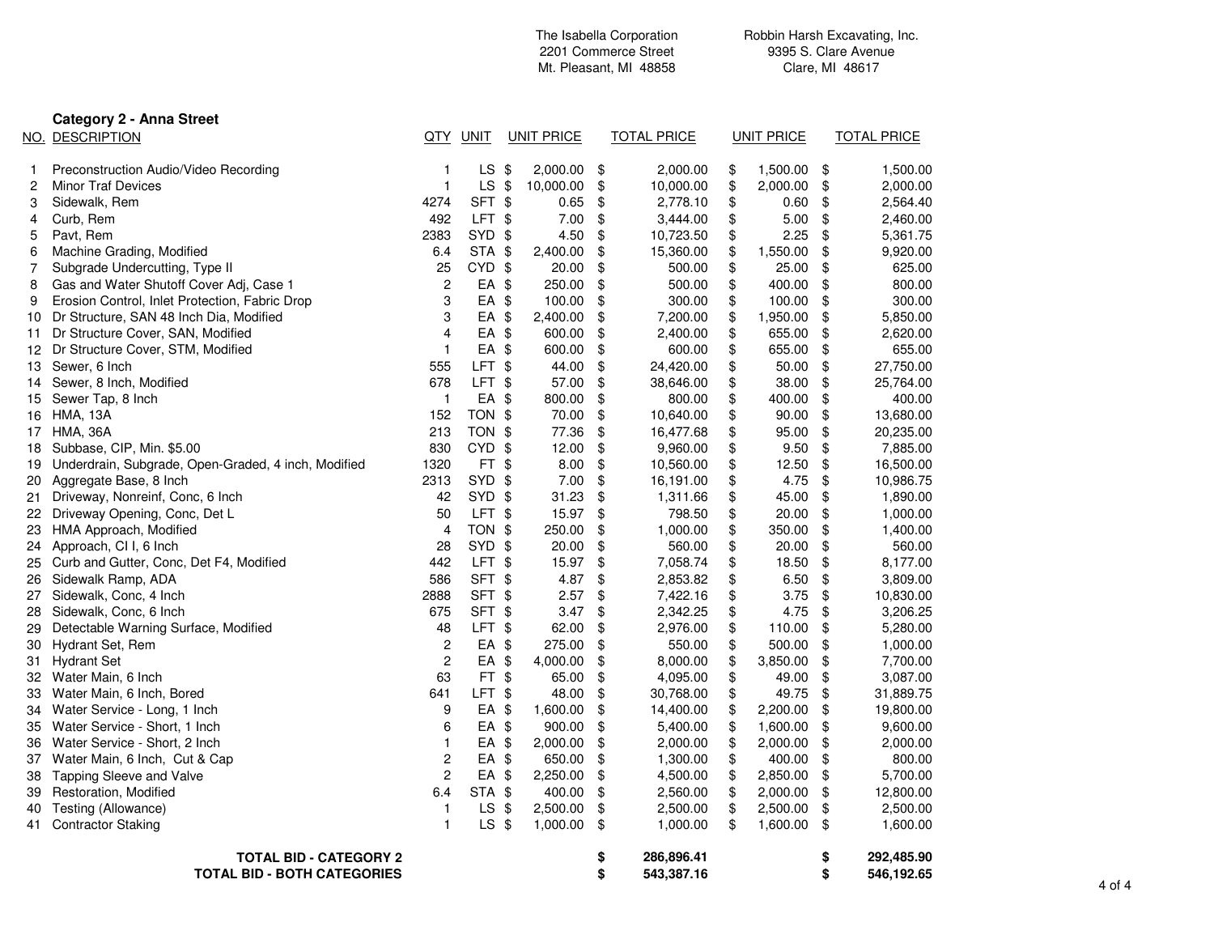| | The Isabella Corporation<br>2201 Commerce Street<br>Mt. Pleasant, MI 48858 | Robbin Harsh Excavating, Inc.<br>9395 S. Clare Avenue<br>Clare, MI 48617 |
|---|---|---|

**Category 2 - Anna Street**

| NO. | DESCRIPTION | QTY | UNIT | UNIT PRICE | TOTAL PRICE | UNIT PRICE | TOTAL PRICE |
|---|---|---|---|---|---|---|---|
| 1 | Preconstruction Audio/Video Recording | 1 | LS | $ 2,000.00 | $ 2,000.00 | $ 1,500.00 | $ 1,500.00 |
| 2 | Minor Traf Devices | 1 | LS | $ 10,000.00 | $ 10,000.00 | $ 2,000.00 | $ 2,000.00 |
| 3 | Sidewalk, Rem | 4274 | SFT | $ 0.65 | $ 2,778.10 | $ 0.60 | $ 2,564.40 |
| 4 | Curb, Rem | 492 | LFT | $ 7.00 | $ 3,444.00 | $ 5.00 | $ 2,460.00 |
| 5 | Pavt, Rem | 2383 | SYD | $ 4.50 | $ 10,723.50 | $ 2.25 | $ 5,361.75 |
| 6 | Machine Grading, Modified | 6.4 | STA | $ 2,400.00 | $ 15,360.00 | $ 1,550.00 | $ 9,920.00 |
| 7 | Subgrade Undercutting, Type II | 25 | CYD | $ 20.00 | $ 500.00 | $ 25.00 | $ 625.00 |
| 8 | Gas and Water Shutoff Cover Adj, Case 1 | 2 | EA | $ 250.00 | $ 500.00 | $ 400.00 | $ 800.00 |
| 9 | Erosion Control, Inlet Protection, Fabric Drop | 3 | EA | $ 100.00 | $ 300.00 | $ 100.00 | $ 300.00 |
| 10 | Dr Structure, SAN 48 Inch Dia, Modified | 3 | EA | $ 2,400.00 | $ 7,200.00 | $ 1,950.00 | $ 5,850.00 |
| 11 | Dr Structure Cover, SAN, Modified | 4 | EA | $ 600.00 | $ 2,400.00 | $ 655.00 | $ 2,620.00 |
| 12 | Dr Structure Cover, STM, Modified | 1 | EA | $ 600.00 | $ 600.00 | $ 655.00 | $ 655.00 |
| 13 | Sewer, 6 Inch | 555 | LFT | $ 44.00 | $ 24,420.00 | $ 50.00 | $ 27,750.00 |
| 14 | Sewer, 8 Inch, Modified | 678 | LFT | $ 57.00 | $ 38,646.00 | $ 38.00 | $ 25,764.00 |
| 15 | Sewer Tap, 8 Inch | 1 | EA | $ 800.00 | $ 800.00 | $ 400.00 | $ 400.00 |
| 16 | HMA, 13A | 152 | TON | $ 70.00 | $ 10,640.00 | $ 90.00 | $ 13,680.00 |
| 17 | HMA, 36A | 213 | TON | $ 77.36 | $ 16,477.68 | $ 95.00 | $ 20,235.00 |
| 18 | Subbase, CIP, Min. $5.00 | 830 | CYD | $ 12.00 | $ 9,960.00 | $ 9.50 | $ 7,885.00 |
| 19 | Underdrain, Subgrade, Open-Graded, 4 inch, Modified | 1320 | FT | $ 8.00 | $ 10,560.00 | $ 12.50 | $ 16,500.00 |
| 20 | Aggregate Base, 8 Inch | 2313 | SYD | $ 7.00 | $ 16,191.00 | $ 4.75 | $ 10,986.75 |
| 21 | Driveway, Nonreinf, Conc, 6 Inch | 42 | SYD | $ 31.23 | $ 1,311.66 | $ 45.00 | $ 1,890.00 |
| 22 | Driveway Opening, Conc, Det L | 50 | LFT | $ 15.97 | $ 798.50 | $ 20.00 | $ 1,000.00 |
| 23 | HMA Approach, Modified | 4 | TON | $ 250.00 | $ 1,000.00 | $ 350.00 | $ 1,400.00 |
| 24 | Approach, Cl I, 6 Inch | 28 | SYD | $ 20.00 | $ 560.00 | $ 20.00 | $ 560.00 |
| 25 | Curb and Gutter, Conc, Det F4, Modified | 442 | LFT | $ 15.97 | $ 7,058.74 | $ 18.50 | $ 8,177.00 |
| 26 | Sidewalk Ramp, ADA | 586 | SFT | $ 4.87 | $ 2,853.82 | $ 6.50 | $ 3,809.00 |
| 27 | Sidewalk, Conc, 4 Inch | 2888 | SFT | $ 2.57 | $ 7,422.16 | $ 3.75 | $ 10,830.00 |
| 28 | Sidewalk, Conc, 6 Inch | 675 | SFT | $ 3.47 | $ 2,342.25 | $ 4.75 | $ 3,206.25 |
| 29 | Detectable Warning Surface, Modified | 48 | LFT | $ 62.00 | $ 2,976.00 | $ 110.00 | $ 5,280.00 |
| 30 | Hydrant Set, Rem | 2 | EA | $ 275.00 | $ 550.00 | $ 500.00 | $ 1,000.00 |
| 31 | Hydrant Set | 2 | EA | $ 4,000.00 | $ 8,000.00 | $ 3,850.00 | $ 7,700.00 |
| 32 | Water Main, 6 Inch | 63 | FT | $ 65.00 | $ 4,095.00 | $ 49.00 | $ 3,087.00 |
| 33 | Water Main, 6 Inch, Bored | 641 | LFT | $ 48.00 | $ 30,768.00 | $ 49.75 | $ 31,889.75 |
| 34 | Water Service - Long, 1 Inch | 9 | EA | $ 1,600.00 | $ 14,400.00 | $ 2,200.00 | $ 19,800.00 |
| 35 | Water Service - Short, 1 Inch | 6 | EA | $ 900.00 | $ 5,400.00 | $ 1,600.00 | $ 9,600.00 |
| 36 | Water Service - Short, 2 Inch | 1 | EA | $ 2,000.00 | $ 2,000.00 | $ 2,000.00 | $ 2,000.00 |
| 37 | Water Main, 6 Inch, Cut & Cap | 2 | EA | $ 650.00 | $ 1,300.00 | $ 400.00 | $ 800.00 |
| 38 | Tapping Sleeve and Valve | 2 | EA | $ 2,250.00 | $ 4,500.00 | $ 2,850.00 | $ 5,700.00 |
| 39 | Restoration, Modified | 6.4 | STA | $ 400.00 | $ 2,560.00 | $ 2,000.00 | $ 12,800.00 |
| 40 | Testing (Allowance) | 1 | LS | $ 2,500.00 | $ 2,500.00 | $ 2,500.00 | $ 2,500.00 |
| 41 | Contractor Staking | 1 | LS | $ 1,000.00 | $ 1,000.00 | $ 1,600.00 | $ 1,600.00 |
| | **TOTAL BID - CATEGORY 2** | | | | **$ 286,896.41** | | **$ 292,485.90** |
| | **TOTAL BID - BOTH CATEGORIES** | | | | **$ 543,387.16** | | **$ 546,192.65** |